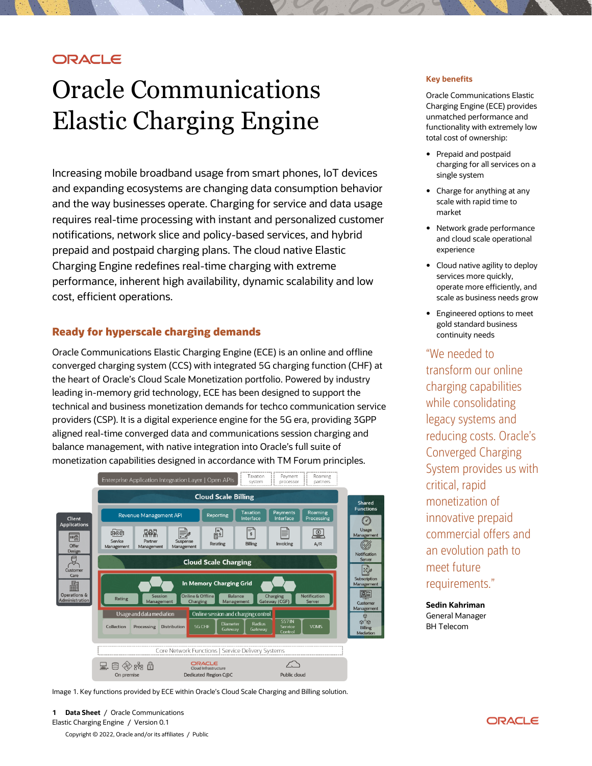# Oracle Communications Elastic Charging Engine

Increasing mobile broadband usage from smart phones, IoT devices and expanding ecosystems are changing data consumption behavior and the way businesses operate. Charging for service and data usage requires real-time processing with instant and personalized customer notifications, network slice and policy-based services, and hybrid prepaid and postpaid charging plans. The cloud native Elastic Charging Engine redefines real-time charging with extreme performance, inherent high availability, dynamic scalability and low cost, efficient operations.

## Ready for hyperscale charging demands

Oracle Communications Elastic Charging Engine (ECE) is an online and offline converged charging system (CCS) with integrated 5G charging function (CHF) at the heart of Oracle's Cloud Scale Monetization portfolio. Powered by industry leading in-memory grid technology, ECE has been designed to support the technical and business monetization demands for techco communication service providers (CSP). It is a digital experience engine for the 5G era, providing 3GPP aligned real-time converged data and communications session charging and balance management, with native integration into Oracle's full suite of monetization capabilities designed in accordance with TM Forum principles.

Image 1. Key functions provided by ECE within Oracle's Cloud Scale Charging and Billing solution.

### Key benefits

Oracle Communications Elastic Charging Engine (ECE) provides unmatched performance and functionality with extremely low total cost of ownership:

- Prepaid and postpaid charging for all services on a single system
- Charge for anything at any scale with rapid time to market
- Network grade performance and cloud scale operational experience
- Cloud native agility to deploy services more quickly, operate more efficiently, and scale as business needs grow
- Engineered options to meet gold standard business continuity needs

"We needed to transform our online charging capabilities while consolidating legacy systems and reducing costs. Oracle's Converged Charging System provides us with critical, rapid monetization of innovative prepaid commercial offers and an evolution path to meet future requirements."

**Sedin Kahriman**
General Manager
BH Telecom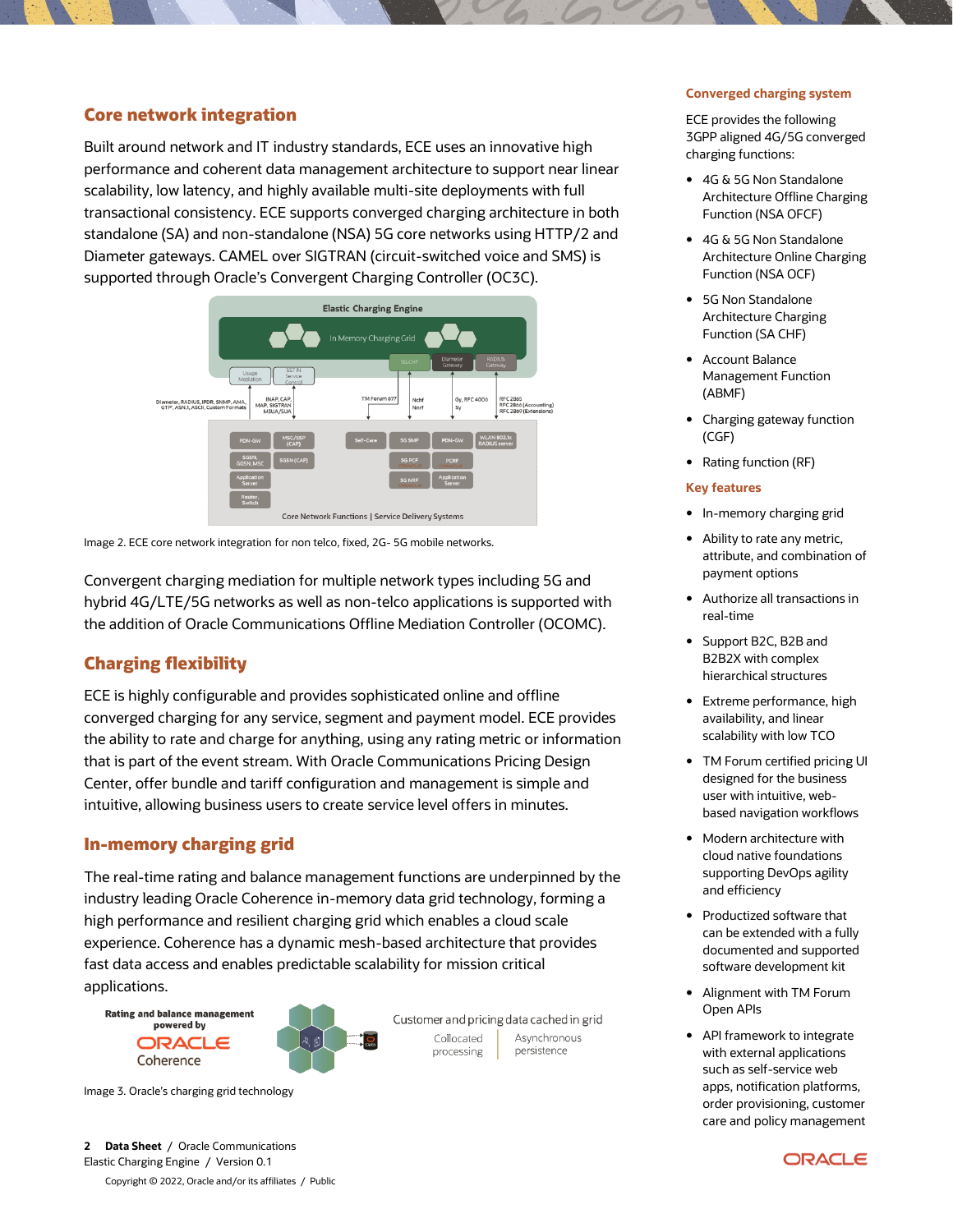## Core network integration

Built around network and IT industry standards, ECE uses an innovative high performance and coherent data management architecture to support near linear scalability, low latency, and highly available multi-site deployments with full transactional consistency. ECE supports converged charging architecture in both standalone (SA) and non-standalone (NSA) 5G core networks using HTTP/2 and Diameter gateways. CAMEL over SIGTRAN (circuit-switched voice and SMS) is supported through Oracle's Convergent Charging Controller (OC3C).

Image 2. ECE core network integration for non telco, fixed, 2G- 5G mobile networks.

Convergent charging mediation for multiple network types including 5G and hybrid 4G/LTE/5G networks as well as non-telco applications is supported with the addition of Oracle Communications Offline Mediation Controller (OCOMC).

## Charging flexibility

ECE is highly configurable and provides sophisticated online and offline converged charging for any service, segment and payment model. ECE provides the ability to rate and charge for anything, using any rating metric or information that is part of the event stream. With Oracle Communications Pricing Design Center, offer bundle and tariff configuration and management is simple and intuitive, allowing business users to create service level offers in minutes.

## In-memory charging grid

The real-time rating and balance management functions are underpinned by the industry leading Oracle Coherence in-memory data grid technology, forming a high performance and resilient charging grid which enables a cloud scale experience. Coherence has a dynamic mesh-based architecture that provides fast data access and enables predictable scalability for mission critical applications.

Image 3. Oracle's charging grid technology

### Converged charging system

ECE provides the following 3GPP aligned 4G/5G converged charging functions:

- 4G & 5G Non Standalone Architecture Offline Charging Function (NSA OFCF)
- 4G & 5G Non Standalone Architecture Online Charging Function (NSA OCF)
- 5G Non Standalone Architecture Charging Function (SA CHF)
- Account Balance Management Function (ABMF)
- Charging gateway function (CGF)
- Rating function (RF)

### Key features

- In-memory charging grid
- Ability to rate any metric, attribute, and combination of payment options
- Authorize all transactions in real-time
- Support B2C, B2B and B2B2X with complex hierarchical structures
- Extreme performance, high availability, and linear scalability with low TCO
- TM Forum certified pricing UI designed for the business user with intuitive, web-based navigation workflows
- Modern architecture with cloud native foundations supporting DevOps agility and efficiency
- Productized software that can be extended with a fully documented and supported software development kit
- Alignment with TM Forum Open APIs
- API framework to integrate with external applications such as self-service web apps, notification platforms, order provisioning, customer care and policy management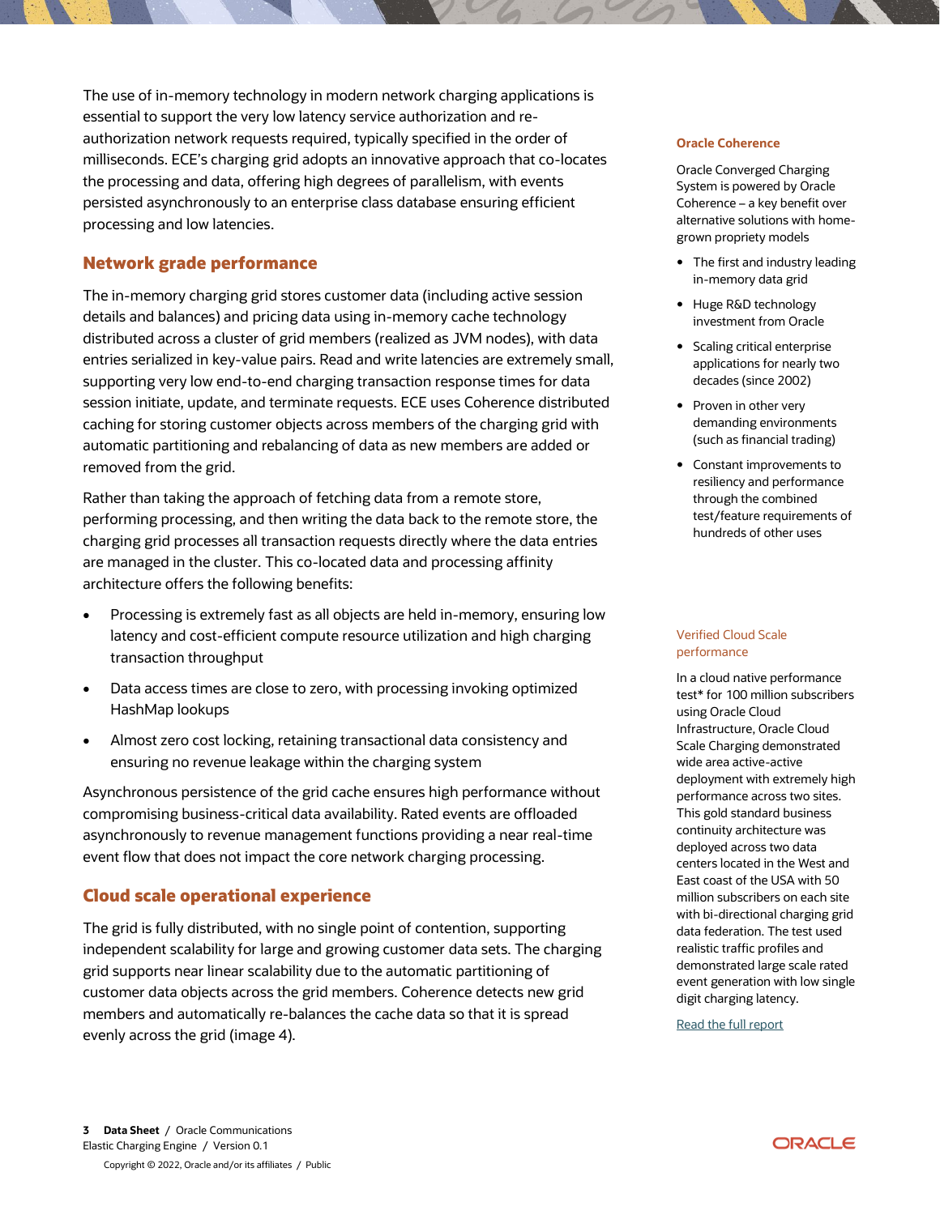The use of in-memory technology in modern network charging applications is essential to support the very low latency service authorization and re-authorization network requests required, typically specified in the order of milliseconds. ECE's charging grid adopts an innovative approach that co-locates the processing and data, offering high degrees of parallelism, with events persisted asynchronously to an enterprise class database ensuring efficient processing and low latencies.

## Network grade performance

The in-memory charging grid stores customer data (including active session details and balances) and pricing data using in-memory cache technology distributed across a cluster of grid members (realized as JVM nodes), with data entries serialized in key-value pairs. Read and write latencies are extremely small, supporting very low end-to-end charging transaction response times for data session initiate, update, and terminate requests. ECE uses Coherence distributed caching for storing customer objects across members of the charging grid with automatic partitioning and rebalancing of data as new members are added or removed from the grid.

Rather than taking the approach of fetching data from a remote store, performing processing, and then writing the data back to the remote store, the charging grid processes all transaction requests directly where the data entries are managed in the cluster. This co-located data and processing affinity architecture offers the following benefits:

- Processing is extremely fast as all objects are held in-memory, ensuring low latency and cost-efficient compute resource utilization and high charging transaction throughput
- Data access times are close to zero, with processing invoking optimized HashMap lookups
- Almost zero cost locking, retaining transactional data consistency and ensuring no revenue leakage within the charging system

Asynchronous persistence of the grid cache ensures high performance without compromising business-critical data availability. Rated events are offloaded asynchronously to revenue management functions providing a near real-time event flow that does not impact the core network charging processing.

## Cloud scale operational experience

The grid is fully distributed, with no single point of contention, supporting independent scalability for large and growing customer data sets. The charging grid supports near linear scalability due to the automatic partitioning of customer data objects across the grid members. Coherence detects new grid members and automatically re-balances the cache data so that it is spread evenly across the grid (image 4).

### Oracle Coherence

Oracle Converged Charging System is powered by Oracle Coherence – a key benefit over alternative solutions with home-grown propriety models

- The first and industry leading in-memory data grid
- Huge R&D technology investment from Oracle
- Scaling critical enterprise applications for nearly two decades (since 2002)
- Proven in other very demanding environments (such as financial trading)
- Constant improvements to resiliency and performance through the combined test/feature requirements of hundreds of other uses

### Verified Cloud Scale performance

In a cloud native performance test* for 100 million subscribers using Oracle Cloud Infrastructure, Oracle Cloud Scale Charging demonstrated wide area active-active deployment with extremely high performance across two sites. This gold standard business continuity architecture was deployed across two data centers located in the West and East coast of the USA with 50 million subscribers on each site with bi-directional charging grid data federation. The test used realistic traffic profiles and demonstrated large scale rated event generation with low single digit charging latency.

Read the full report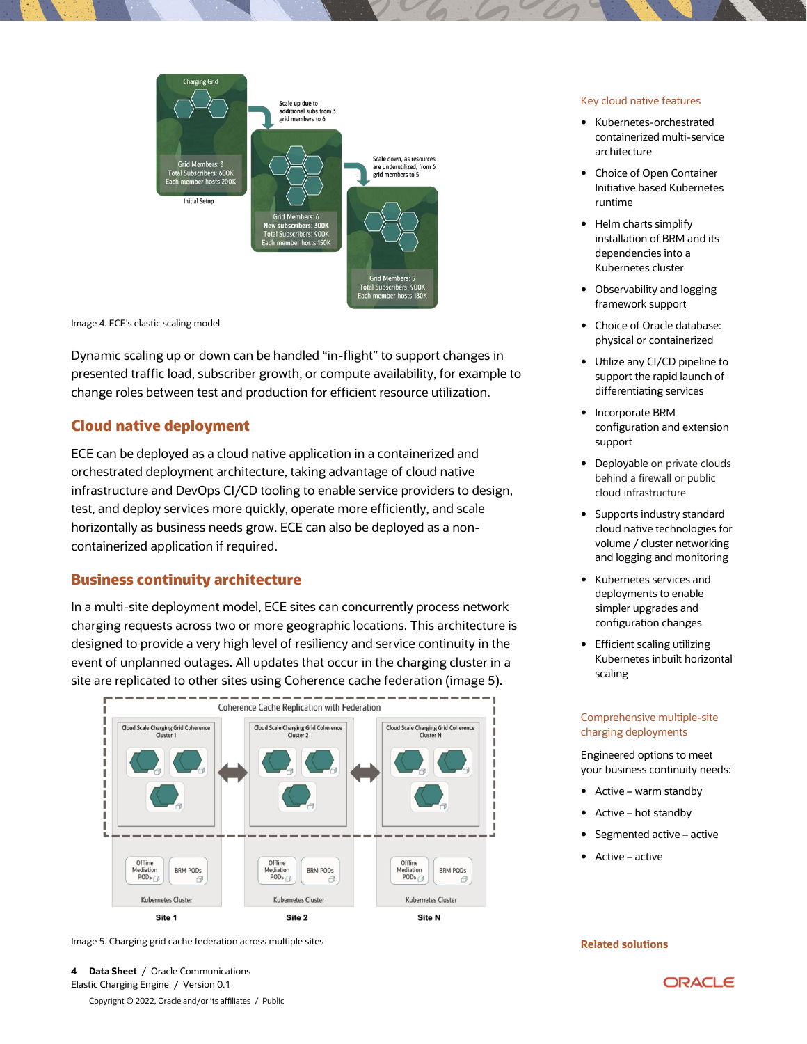Image 4. ECE's elastic scaling model

Dynamic scaling up or down can be handled "in-flight" to support changes in presented traffic load, subscriber growth, or compute availability, for example to change roles between test and production for efficient resource utilization.

## Cloud native deployment

ECE can be deployed as a cloud native application in a containerized and orchestrated deployment architecture, taking advantage of cloud native infrastructure and DevOps CI/CD tooling to enable service providers to design, test, and deploy services more quickly, operate more efficiently, and scale horizontally as business needs grow. ECE can also be deployed as a non-containerized application if required.

## Business continuity architecture

In a multi-site deployment model, ECE sites can concurrently process network charging requests across two or more geographic locations. This architecture is designed to provide a very high level of resiliency and service continuity in the event of unplanned outages. All updates that occur in the charging cluster in a site are replicated to other sites using Coherence cache federation (image 5).

Image 5. Charging grid cache federation across multiple sites

### Key cloud native features

- Kubernetes-orchestrated containerized multi-service architecture
- Choice of Open Container Initiative based Kubernetes runtime
- Helm charts simplify installation of BRM and its dependencies into a Kubernetes cluster
- Observability and logging framework support
- Choice of Oracle database: physical or containerized
- Utilize any CI/CD pipeline to support the rapid launch of differentiating services
- Incorporate BRM configuration and extension support
- Deployable on private clouds behind a firewall or public cloud infrastructure
- Supports industry standard cloud native technologies for volume / cluster networking and logging and monitoring
- Kubernetes services and deployments to enable simpler upgrades and configuration changes
- Efficient scaling utilizing Kubernetes inbuilt horizontal scaling

### Comprehensive multiple-site charging deployments

Engineered options to meet your business continuity needs:

- Active – warm standby
- Active – hot standby
- Segmented active – active
- Active – active

### Related solutions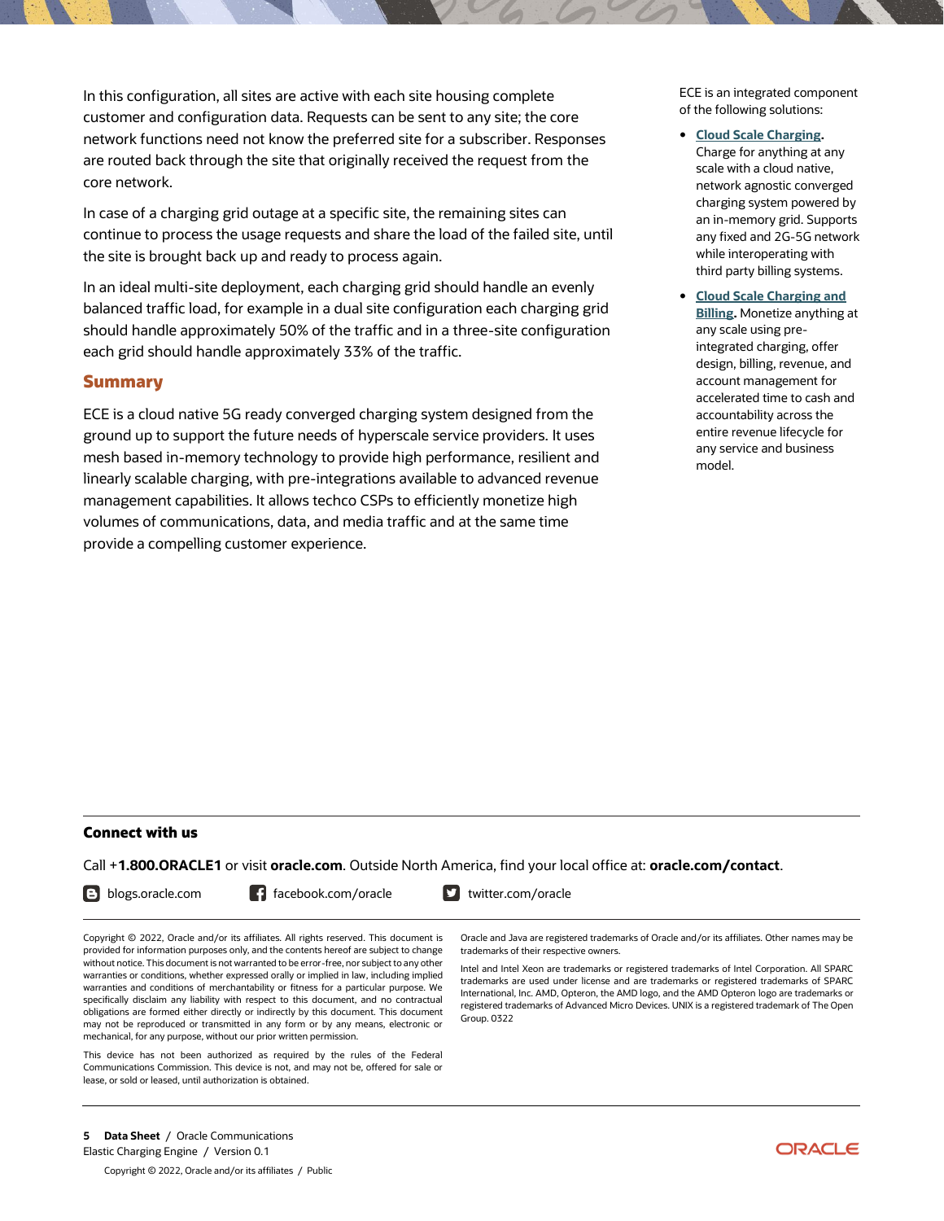In this configuration, all sites are active with each site housing complete customer and configuration data. Requests can be sent to any site; the core network functions need not know the preferred site for a subscriber. Responses are routed back through the site that originally received the request from the core network.

In case of a charging grid outage at a specific site, the remaining sites can continue to process the usage requests and share the load of the failed site, until the site is brought back up and ready to process again.

In an ideal multi-site deployment, each charging grid should handle an evenly balanced traffic load, for example in a dual site configuration each charging grid should handle approximately 50% of the traffic and in a three-site configuration each grid should handle approximately 33% of the traffic.

## Summary

ECE is a cloud native 5G ready converged charging system designed from the ground up to support the future needs of hyperscale service providers. It uses mesh based in-memory technology to provide high performance, resilient and linearly scalable charging, with pre-integrations available to advanced revenue management capabilities. It allows techco CSPs to efficiently monetize high volumes of communications, data, and media traffic and at the same time provide a compelling customer experience.

ECE is an integrated component of the following solutions:

- **Cloud Scale Charging.** Charge for anything at any scale with a cloud native, network agnostic converged charging system powered by an in-memory grid. Supports any fixed and 2G-5G network while interoperating with third party billing systems.
- **Cloud Scale Charging and Billing.** Monetize anything at any scale using pre-integrated charging, offer design, billing, revenue, and account management for accelerated time to cash and accountability across the entire revenue lifecycle for any service and business model.

**Connect with us**

Call +**1.800.ORACLE1** or visit **oracle.com**. Outside North America, find your local office at: **oracle.com/contact**.

blogs.oracle.com    facebook.com/oracle    twitter.com/oracle

Copyright © 2022, Oracle and/or its affiliates. All rights reserved. This document is provided for information purposes only, and the contents hereof are subject to change without notice. This document is not warranted to be error-free, nor subject to any other warranties or conditions, whether expressed orally or implied in law, including implied warranties and conditions of merchantability or fitness for a particular purpose. We specifically disclaim any liability with respect to this document, and no contractual obligations are formed either directly or indirectly by this document. This document may not be reproduced or transmitted in any form or by any means, electronic or mechanical, for any purpose, without our prior written permission.

This device has not been authorized as required by the rules of the Federal Communications Commission. This device is not, and may not be, offered for sale or lease, or sold or leased, until authorization is obtained.

Oracle and Java are registered trademarks of Oracle and/or its affiliates. Other names may be trademarks of their respective owners.

Intel and Intel Xeon are trademarks or registered trademarks of Intel Corporation. All SPARC trademarks are used under license and are trademarks or registered trademarks of SPARC International, Inc. AMD, Opteron, the AMD logo, and the AMD Opteron logo are trademarks or registered trademarks of Advanced Micro Devices. UNIX is a registered trademark of The Open Group. 0322